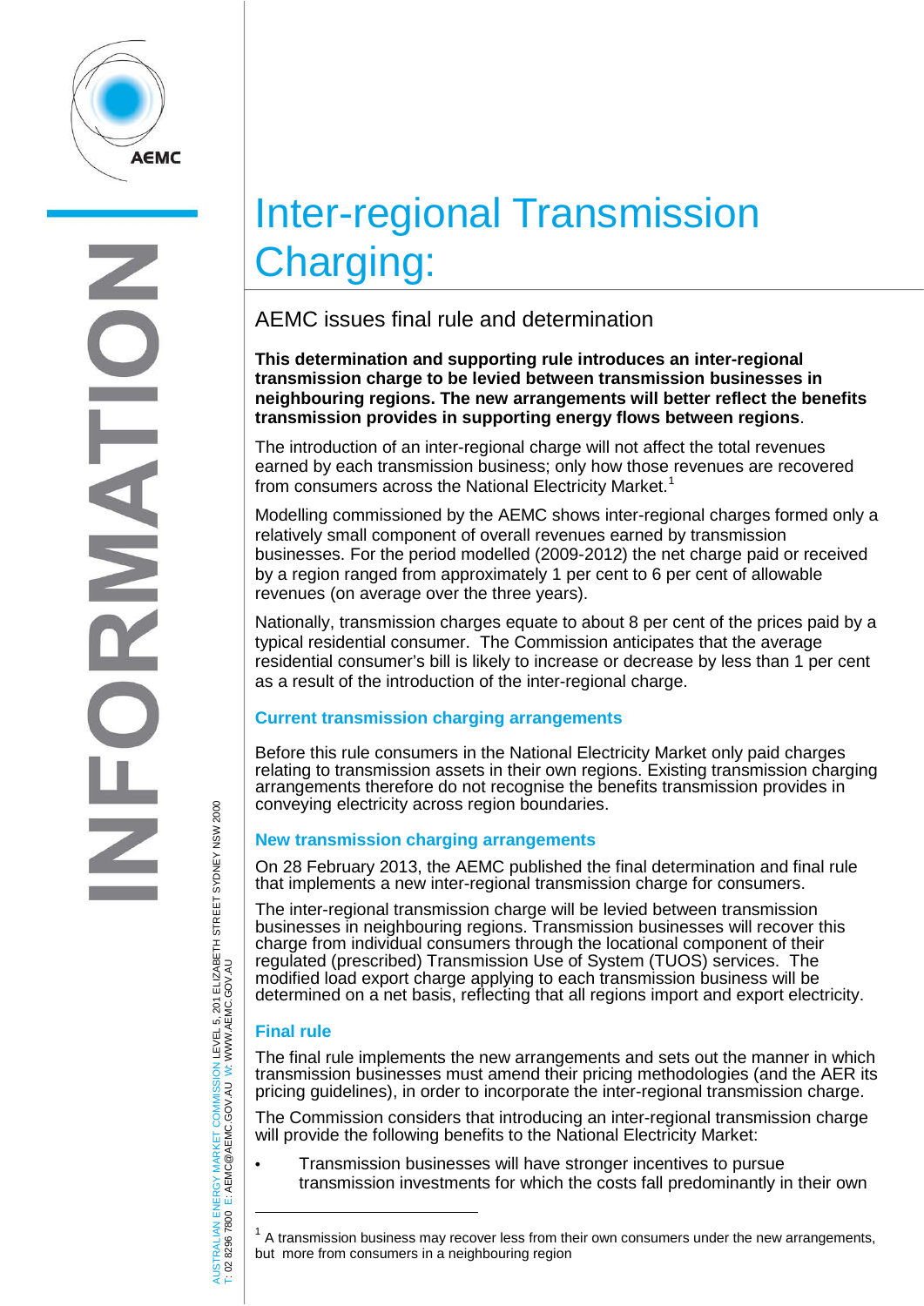# Inter-regional Transmission Charging:

## AEMC issues final rule and determination

**This determination and supporting rule introduces an inter-regional transmission charge to be levied between transmission businesses in neighbouring regions. The new arrangements will better reflect the benefits transmission provides in supporting energy flows between regions**.

The introduction of an inter-regional charge will not affect the total revenues earned by each transmission business; only how those revenues are recovered from consumers across the National Electricity Market.[1]

Modelling commissioned by the AEMC shows inter-regional charges formed only a relatively small component of overall revenues earned by transmission businesses. For the period modelled (2009-2012) the net charge paid or received by a region ranged from approximately 1 per cent to 6 per cent of allowable revenues (on average over the three years).

Nationally, transmission charges equate to about 8 per cent of the prices paid by a typical residential consumer. The Commission anticipates that the average residential consumer's bill is likely to increase or decrease by less than 1 per cent as a result of the introduction of the inter-regional charge.

### Current transmission charging arrangements

Before this rule consumers in the National Electricity Market only paid charges relating to transmission assets in their own regions. Existing transmission charging arrangements therefore do not recognise the benefits transmission provides in conveying electricity across region boundaries.

### New transmission charging arrangements

On 28 February 2013, the AEMC published the final determination and final rule that implements a new inter-regional transmission charge for consumers.

The inter-regional transmission charge will be levied between transmission businesses in neighbouring regions. Transmission businesses will recover this charge from individual consumers through the locational component of their regulated (prescribed) Transmission Use of System (TUOS) services. The modified load export charge applying to each transmission business will be determined on a net basis, reflecting that all regions import and export electricity.

### Final rule

The final rule implements the new arrangements and sets out the manner in which transmission businesses must amend their pricing methodologies (and the AER its pricing guidelines), in order to incorporate the inter-regional transmission charge.

The Commission considers that introducing an inter-regional transmission charge will provide the following benefits to the National Electricity Market:

- Transmission businesses will have stronger incentives to pursue transmission investments for which the costs fall predominantly in their own

---

[1] A transmission business may recover less from their own consumers under the new arrangements, but more from consumers in a neighbouring region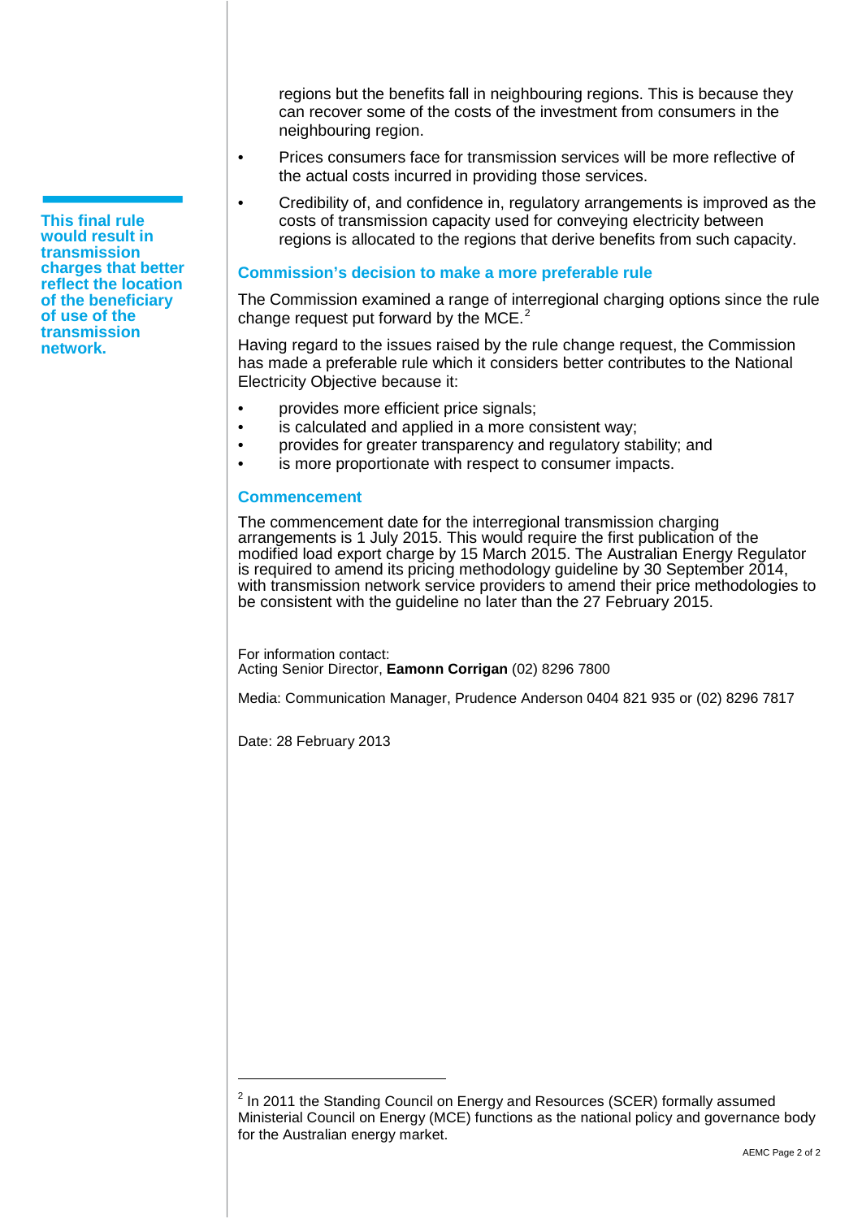**This final rule would result in transmission charges that better reflect the location of the beneficiary of use of the transmission network.**

regions but the benefits fall in neighbouring regions. This is because they can recover some of the costs of the investment from consumers in the neighbouring region.

- Prices consumers face for transmission services will be more reflective of the actual costs incurred in providing those services.
- Credibility of, and confidence in, regulatory arrangements is improved as the costs of transmission capacity used for conveying electricity between regions is allocated to the regions that derive benefits from such capacity.

## Commission's decision to make a more preferable rule

The Commission examined a range of interregional charging options since the rule change request put forward by the MCE.[2]

Having regard to the issues raised by the rule change request, the Commission has made a preferable rule which it considers better contributes to the National Electricity Objective because it:

- provides more efficient price signals;
- is calculated and applied in a more consistent way;
- provides for greater transparency and regulatory stability; and
- is more proportionate with respect to consumer impacts.

## Commencement

The commencement date for the interregional transmission charging arrangements is 1 July 2015. This would require the first publication of the modified load export charge by 15 March 2015. The Australian Energy Regulator is required to amend its pricing methodology guideline by 30 September 2014, with transmission network service providers to amend their price methodologies to be consistent with the guideline no later than the 27 February 2015.

For information contact:
Acting Senior Director, **Eamonn Corrigan** (02) 8296 7800

Media: Communication Manager, Prudence Anderson 0404 821 935 or (02) 8296 7817

Date: 28 February 2013

[2] In 2011 the Standing Council on Energy and Resources (SCER) formally assumed Ministerial Council on Energy (MCE) functions as the national policy and governance body for the Australian energy market.